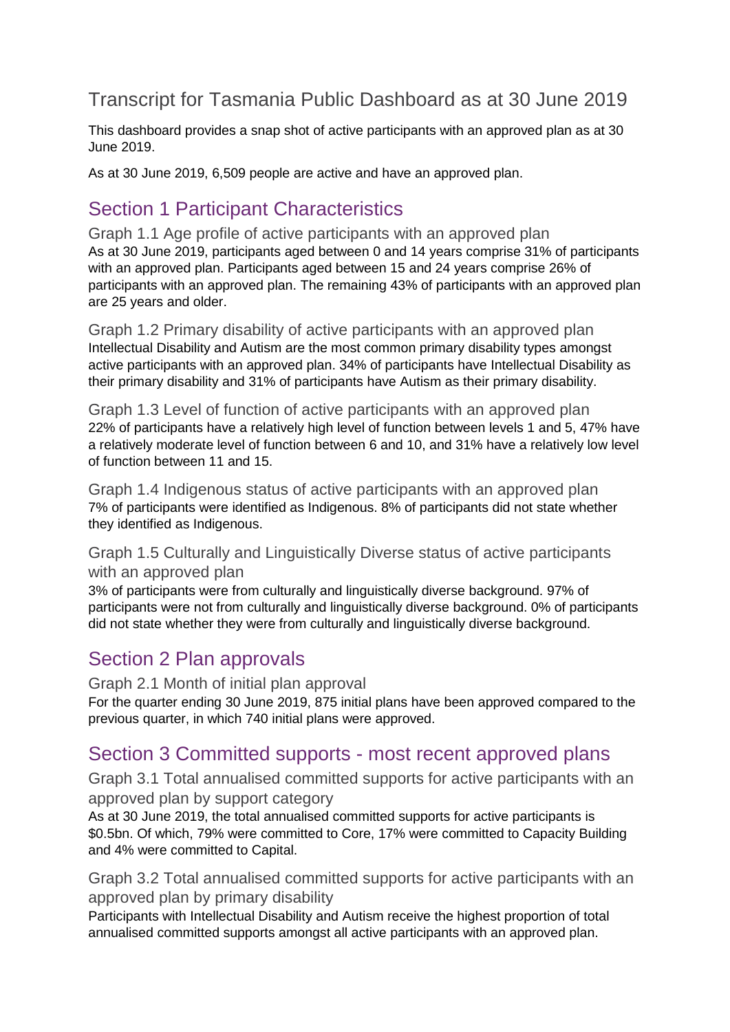# Transcript for Tasmania Public Dashboard as at 30 June 2019

This dashboard provides a snap shot of active participants with an approved plan as at 30 June 2019.

As at 30 June 2019, 6,509 people are active and have an approved plan.

## Section 1 Participant Characteristics

### Graph 1.1 Age profile of active participants with an approved plan

As at 30 June 2019, participants aged between 0 and 14 years comprise 31% of participants with an approved plan. Participants aged between 15 and 24 years comprise 26% of participants with an approved plan. The remaining 43% of participants with an approved plan are 25 years and older.

### Graph 1.2 Primary disability of active participants with an approved plan

Intellectual Disability and Autism are the most common primary disability types amongst active participants with an approved plan. 34% of participants have Intellectual Disability as their primary disability and 31% of participants have Autism as their primary disability.

### Graph 1.3 Level of function of active participants with an approved plan

22% of participants have a relatively high level of function between levels 1 and 5, 47% have a relatively moderate level of function between 6 and 10, and 31% have a relatively low level of function between 11 and 15.

### Graph 1.4 Indigenous status of active participants with an approved plan

7% of participants were identified as Indigenous. 8% of participants did not state whether they identified as Indigenous.

### Graph 1.5 Culturally and Linguistically Diverse status of active participants with an approved plan

3% of participants were from culturally and linguistically diverse background. 97% of participants were not from culturally and linguistically diverse background. 0% of participants did not state whether they were from culturally and linguistically diverse background.

## Section 2 Plan approvals

### Graph 2.1 Month of initial plan approval

For the quarter ending 30 June 2019, 875 initial plans have been approved compared to the previous quarter, in which 740 initial plans were approved.

## Section 3 Committed supports - most recent approved plans

### Graph 3.1 Total annualised committed supports for active participants with an approved plan by support category

As at 30 June 2019, the total annualised committed supports for active participants is $0.5bn. Of which, 79% were committed to Core, 17% were committed to Capacity Building and 4% were committed to Capital.

### Graph 3.2 Total annualised committed supports for active participants with an approved plan by primary disability

Participants with Intellectual Disability and Autism receive the highest proportion of total annualised committed supports amongst all active participants with an approved plan.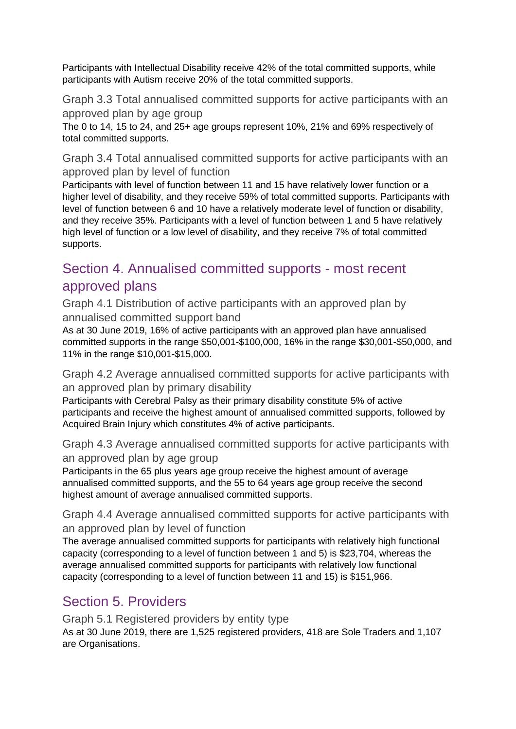Participants with Intellectual Disability receive 42% of the total committed supports, while participants with Autism receive 20% of the total committed supports.

### Graph 3.3 Total annualised committed supports for active participants with an approved plan by age group

The 0 to 14, 15 to 24, and 25+ age groups represent 10%, 21% and 69% respectively of total committed supports.

### Graph 3.4 Total annualised committed supports for active participants with an approved plan by level of function

Participants with level of function between 11 and 15 have relatively lower function or a higher level of disability, and they receive 59% of total committed supports. Participants with level of function between 6 and 10 have a relatively moderate level of function or disability, and they receive 35%. Participants with a level of function between 1 and 5 have relatively high level of function or a low level of disability, and they receive 7% of total committed supports.

## Section 4. Annualised committed supports - most recent approved plans

### Graph 4.1 Distribution of active participants with an approved plan by annualised committed support band

As at 30 June 2019, 16% of active participants with an approved plan have annualised committed supports in the range $50,001-$100,000, 16% in the range $30,001-$50,000, and 11% in the range $10,001-$15,000.

### Graph 4.2 Average annualised committed supports for active participants with an approved plan by primary disability

Participants with Cerebral Palsy as their primary disability constitute 5% of active participants and receive the highest amount of annualised committed supports, followed by Acquired Brain Injury which constitutes 4% of active participants.

### Graph 4.3 Average annualised committed supports for active participants with an approved plan by age group

Participants in the 65 plus years age group receive the highest amount of average annualised committed supports, and the 55 to 64 years age group receive the second highest amount of average annualised committed supports.

### Graph 4.4 Average annualised committed supports for active participants with an approved plan by level of function

The average annualised committed supports for participants with relatively high functional capacity (corresponding to a level of function between 1 and 5) is $23,704, whereas the average annualised committed supports for participants with relatively low functional capacity (corresponding to a level of function between 11 and 15) is $151,966.

## Section 5. Providers

### Graph 5.1 Registered providers by entity type

As at 30 June 2019, there are 1,525 registered providers, 418 are Sole Traders and 1,107 are Organisations.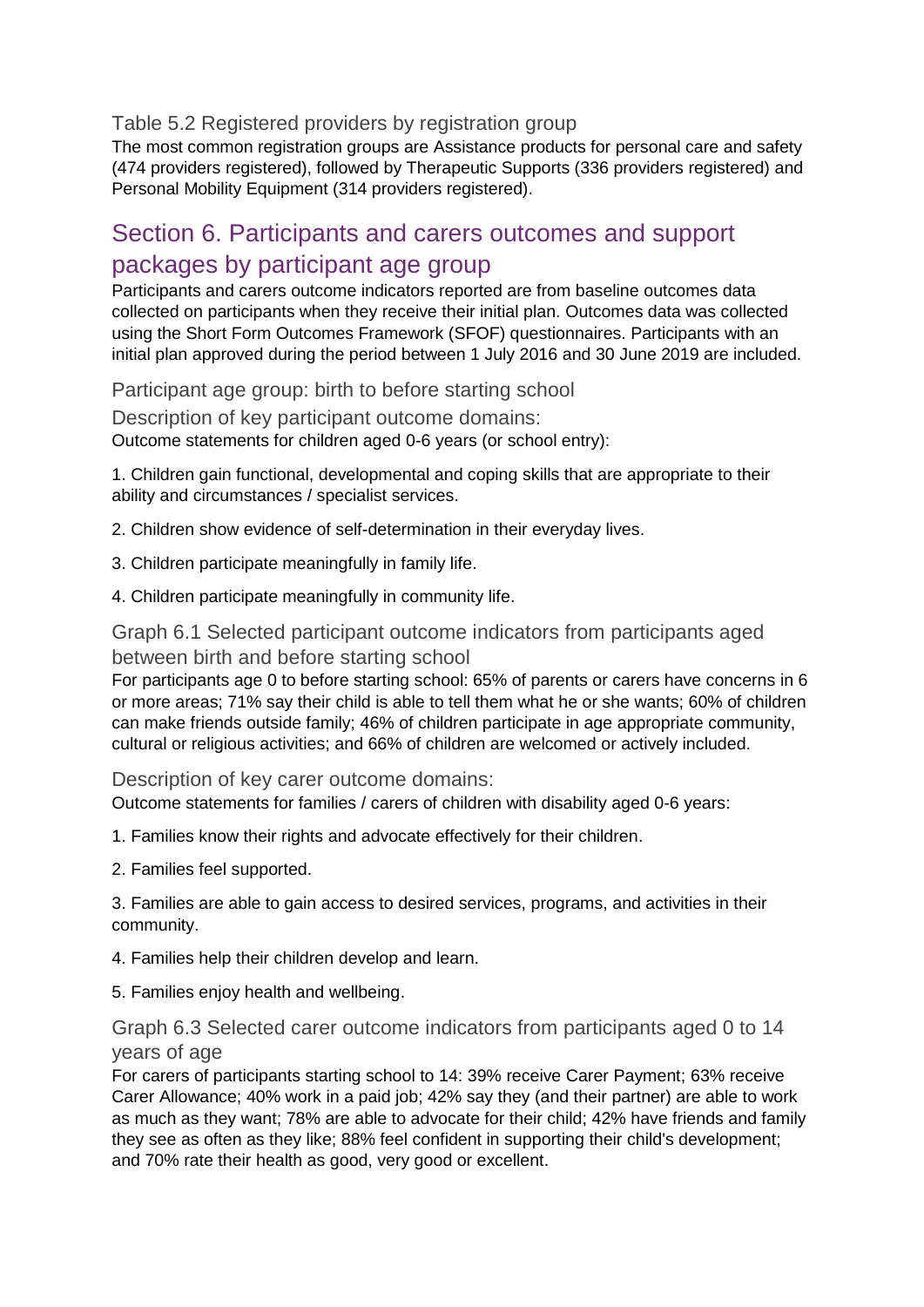### Table 5.2 Registered providers by registration group

The most common registration groups are Assistance products for personal care and safety (474 providers registered), followed by Therapeutic Supports (336 providers registered) and Personal Mobility Equipment (314 providers registered).

## Section 6. Participants and carers outcomes and support packages by participant age group

Participants and carers outcome indicators reported are from baseline outcomes data collected on participants when they receive their initial plan. Outcomes data was collected using the Short Form Outcomes Framework (SFOF) questionnaires. Participants with an initial plan approved during the period between 1 July 2016 and 30 June 2019 are included.

### Participant age group: birth to before starting school

### Description of key participant outcome domains:

Outcome statements for children aged 0-6 years (or school entry):

1. Children gain functional, developmental and coping skills that are appropriate to their ability and circumstances / specialist services.

2. Children show evidence of self-determination in their everyday lives.

3. Children participate meaningfully in family life.

4. Children participate meaningfully in community life.

### Graph 6.1 Selected participant outcome indicators from participants aged between birth and before starting school

For participants age 0 to before starting school: 65% of parents or carers have concerns in 6 or more areas; 71% say their child is able to tell them what he or she wants; 60% of children can make friends outside family; 46% of children participate in age appropriate community, cultural or religious activities; and 66% of children are welcomed or actively included.

### Description of key carer outcome domains:

Outcome statements for families / carers of children with disability aged 0-6 years:

1. Families know their rights and advocate effectively for their children.

2. Families feel supported.

3. Families are able to gain access to desired services, programs, and activities in their community.

4. Families help their children develop and learn.

5. Families enjoy health and wellbeing.

### Graph 6.3 Selected carer outcome indicators from participants aged 0 to 14 years of age

For carers of participants starting school to 14: 39% receive Carer Payment; 63% receive Carer Allowance; 40% work in a paid job; 42% say they (and their partner) are able to work as much as they want; 78% are able to advocate for their child; 42% have friends and family they see as often as they like; 88% feel confident in supporting their child's development; and 70% rate their health as good, very good or excellent.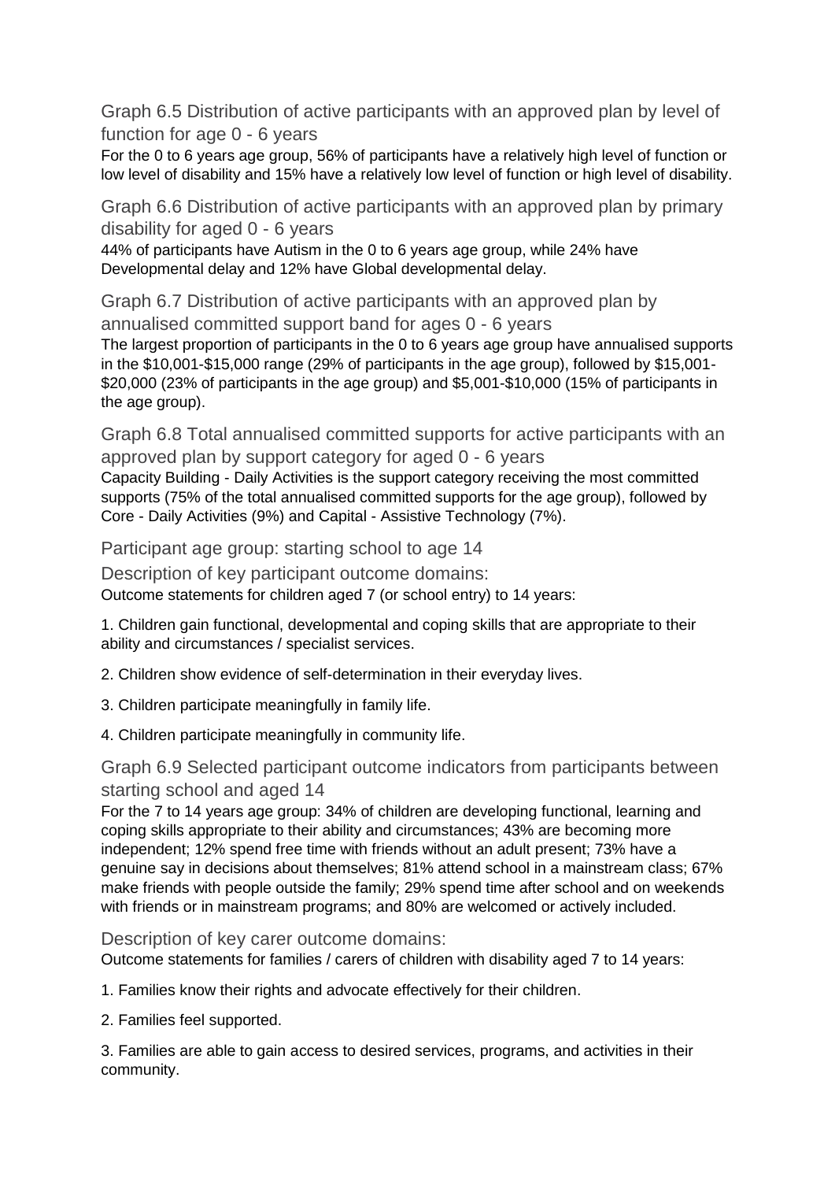### Graph 6.5 Distribution of active participants with an approved plan by level of function for age 0 - 6 years

For the 0 to 6 years age group, 56% of participants have a relatively high level of function or low level of disability and 15% have a relatively low level of function or high level of disability.

### Graph 6.6 Distribution of active participants with an approved plan by primary disability for aged 0 - 6 years

44% of participants have Autism in the 0 to 6 years age group, while 24% have Developmental delay and 12% have Global developmental delay.

### Graph 6.7 Distribution of active participants with an approved plan by annualised committed support band for ages 0 - 6 years

The largest proportion of participants in the 0 to 6 years age group have annualised supports in the $10,001-$15,000 range (29% of participants in the age group), followed by $15,001-$20,000 (23% of participants in the age group) and $5,001-$10,000 (15% of participants in the age group).

### Graph 6.8 Total annualised committed supports for active participants with an approved plan by support category for aged 0 - 6 years

Capacity Building - Daily Activities is the support category receiving the most committed supports (75% of the total annualised committed supports for the age group), followed by Core - Daily Activities (9%) and Capital - Assistive Technology (7%).

## Participant age group: starting school to age 14

### Description of key participant outcome domains:

Outcome statements for children aged 7 (or school entry) to 14 years:

1. Children gain functional, developmental and coping skills that are appropriate to their ability and circumstances / specialist services.

2. Children show evidence of self-determination in their everyday lives.

3. Children participate meaningfully in family life.

4. Children participate meaningfully in community life.

### Graph 6.9 Selected participant outcome indicators from participants between starting school and aged 14

For the 7 to 14 years age group: 34% of children are developing functional, learning and coping skills appropriate to their ability and circumstances; 43% are becoming more independent; 12% spend free time with friends without an adult present; 73% have a genuine say in decisions about themselves; 81% attend school in a mainstream class; 67% make friends with people outside the family; 29% spend time after school and on weekends with friends or in mainstream programs; and 80% are welcomed or actively included.

### Description of key carer outcome domains:

Outcome statements for families / carers of children with disability aged 7 to 14 years:

1. Families know their rights and advocate effectively for their children.

2. Families feel supported.

3. Families are able to gain access to desired services, programs, and activities in their community.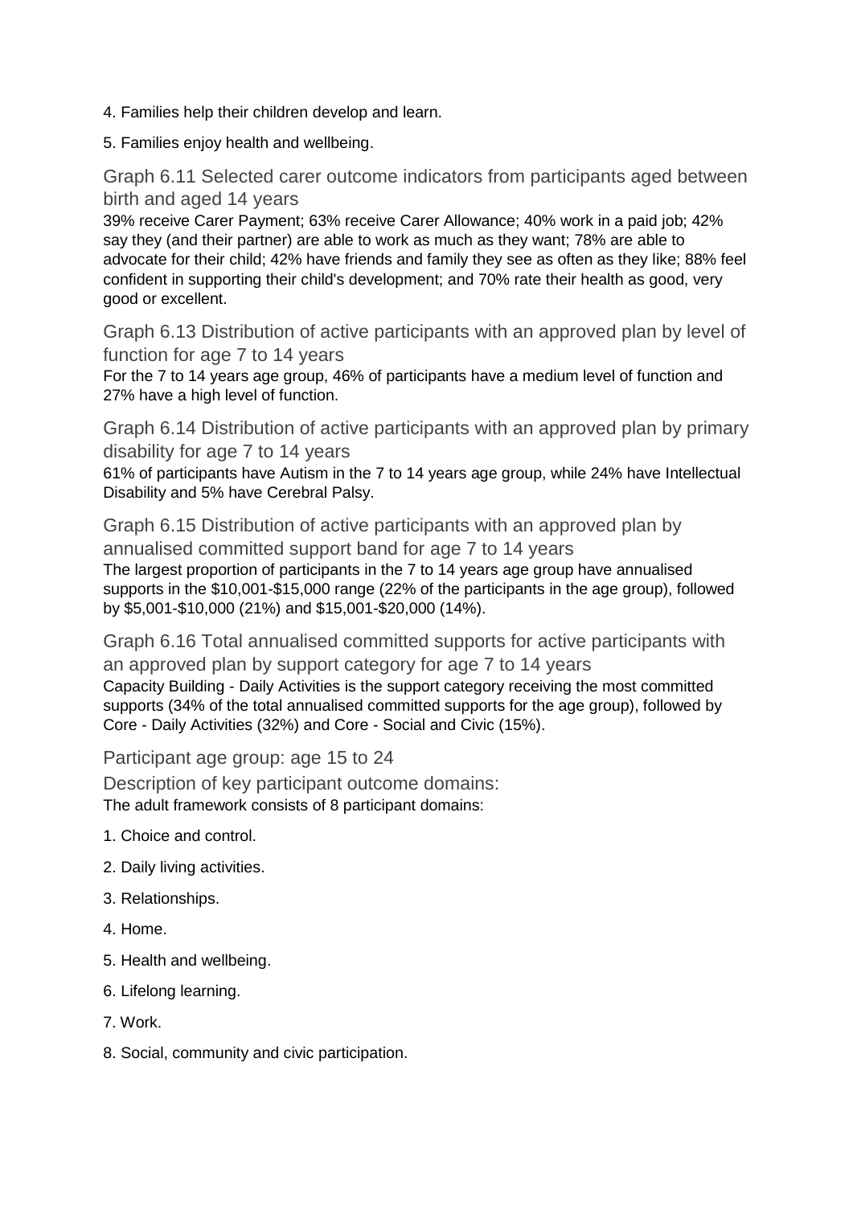4. Families help their children develop and learn.

5. Families enjoy health and wellbeing.

### Graph 6.11 Selected carer outcome indicators from participants aged between birth and aged 14 years

39% receive Carer Payment; 63% receive Carer Allowance; 40% work in a paid job; 42% say they (and their partner) are able to work as much as they want; 78% are able to advocate for their child; 42% have friends and family they see as often as they like; 88% feel confident in supporting their child's development; and 70% rate their health as good, very good or excellent.

### Graph 6.13 Distribution of active participants with an approved plan by level of function for age 7 to 14 years

For the 7 to 14 years age group, 46% of participants have a medium level of function and 27% have a high level of function.

### Graph 6.14 Distribution of active participants with an approved plan by primary disability for age 7 to 14 years

61% of participants have Autism in the 7 to 14 years age group, while 24% have Intellectual Disability and 5% have Cerebral Palsy.

### Graph 6.15 Distribution of active participants with an approved plan by annualised committed support band for age 7 to 14 years

The largest proportion of participants in the 7 to 14 years age group have annualised supports in the $10,001-$15,000 range (22% of the participants in the age group), followed by $5,001-$10,000 (21%) and $15,001-$20,000 (14%).

### Graph 6.16 Total annualised committed supports for active participants with an approved plan by support category for age 7 to 14 years

Capacity Building - Daily Activities is the support category receiving the most committed supports (34% of the total annualised committed supports for the age group), followed by Core - Daily Activities (32%) and Core - Social and Civic (15%).

### Participant age group: age 15 to 24

### Description of key participant outcome domains:

The adult framework consists of 8 participant domains:

1. Choice and control.

2. Daily living activities.

3. Relationships.

4. Home.

5. Health and wellbeing.

6. Lifelong learning.

7. Work.

8. Social, community and civic participation.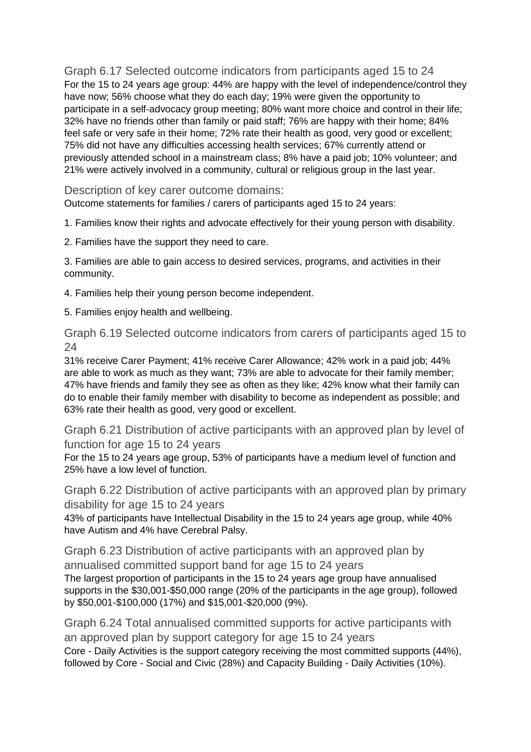## Graph 6.17 Selected outcome indicators from participants aged 15 to 24

For the 15 to 24 years age group: 44% are happy with the level of independence/control they have now; 56% choose what they do each day; 19% were given the opportunity to participate in a self-advocacy group meeting; 80% want more choice and control in their life; 32% have no friends other than family or paid staff; 76% are happy with their home; 84% feel safe or very safe in their home; 72% rate their health as good, very good or excellent; 75% did not have any difficulties accessing health services; 67% currently attend or previously attended school in a mainstream class; 8% have a paid job; 10% volunteer; and 21% were actively involved in a community, cultural or religious group in the last year.

## Description of key carer outcome domains:

Outcome statements for families / carers of participants aged 15 to 24 years:

1. Families know their rights and advocate effectively for their young person with disability.

2. Families have the support they need to care.

3. Families are able to gain access to desired services, programs, and activities in their community.

4. Families help their young person become independent.

5. Families enjoy health and wellbeing.

## Graph 6.19 Selected outcome indicators from carers of participants aged 15 to 24

31% receive Carer Payment; 41% receive Carer Allowance; 42% work in a paid job; 44% are able to work as much as they want; 73% are able to advocate for their family member; 47% have friends and family they see as often as they like; 42% know what their family can do to enable their family member with disability to become as independent as possible; and 63% rate their health as good, very good or excellent.

## Graph 6.21 Distribution of active participants with an approved plan by level of function for age 15 to 24 years

For the 15 to 24 years age group, 53% of participants have a medium level of function and 25% have a low level of function.

## Graph 6.22 Distribution of active participants with an approved plan by primary disability for age 15 to 24 years

43% of participants have Intellectual Disability in the 15 to 24 years age group, while 40% have Autism and 4% have Cerebral Palsy.

## Graph 6.23 Distribution of active participants with an approved plan by annualised committed support band for age 15 to 24 years

The largest proportion of participants in the 15 to 24 years age group have annualised supports in the $30,001-$50,000 range (20% of the participants in the age group), followed by $50,001-$100,000 (17%) and $15,001-$20,000 (9%).

## Graph 6.24 Total annualised committed supports for active participants with an approved plan by support category for age 15 to 24 years

Core - Daily Activities is the support category receiving the most committed supports (44%), followed by Core - Social and Civic (28%) and Capacity Building - Daily Activities (10%).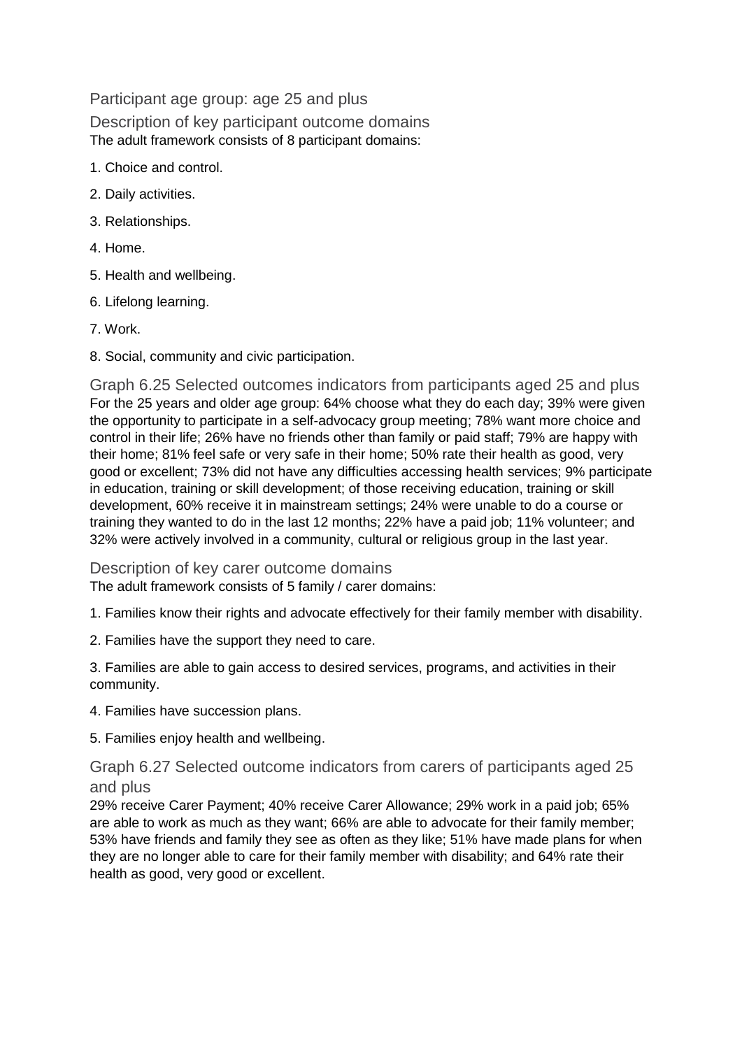## Participant age group: age 25 and plus

### Description of key participant outcome domains

The adult framework consists of 8 participant domains:

1. Choice and control.
2. Daily activities.
3. Relationships.
4. Home.
5. Health and wellbeing.
6. Lifelong learning.
7. Work.
8. Social, community and civic participation.

### Graph 6.25 Selected outcomes indicators from participants aged 25 and plus

For the 25 years and older age group: 64% choose what they do each day; 39% were given the opportunity to participate in a self-advocacy group meeting; 78% want more choice and control in their life; 26% have no friends other than family or paid staff; 79% are happy with their home; 81% feel safe or very safe in their home; 50% rate their health as good, very good or excellent; 73% did not have any difficulties accessing health services; 9% participate in education, training or skill development; of those receiving education, training or skill development, 60% receive it in mainstream settings; 24% were unable to do a course or training they wanted to do in the last 12 months; 22% have a paid job; 11% volunteer; and 32% were actively involved in a community, cultural or religious group in the last year.

### Description of key carer outcome domains

The adult framework consists of 5 family / carer domains:

1. Families know their rights and advocate effectively for their family member with disability.
2. Families have the support they need to care.
3. Families are able to gain access to desired services, programs, and activities in their community.
4. Families have succession plans.
5. Families enjoy health and wellbeing.

### Graph 6.27 Selected outcome indicators from carers of participants aged 25 and plus

29% receive Carer Payment; 40% receive Carer Allowance; 29% work in a paid job; 65% are able to work as much as they want; 66% are able to advocate for their family member; 53% have friends and family they see as often as they like; 51% have made plans for when they are no longer able to care for their family member with disability; and 64% rate their health as good, very good or excellent.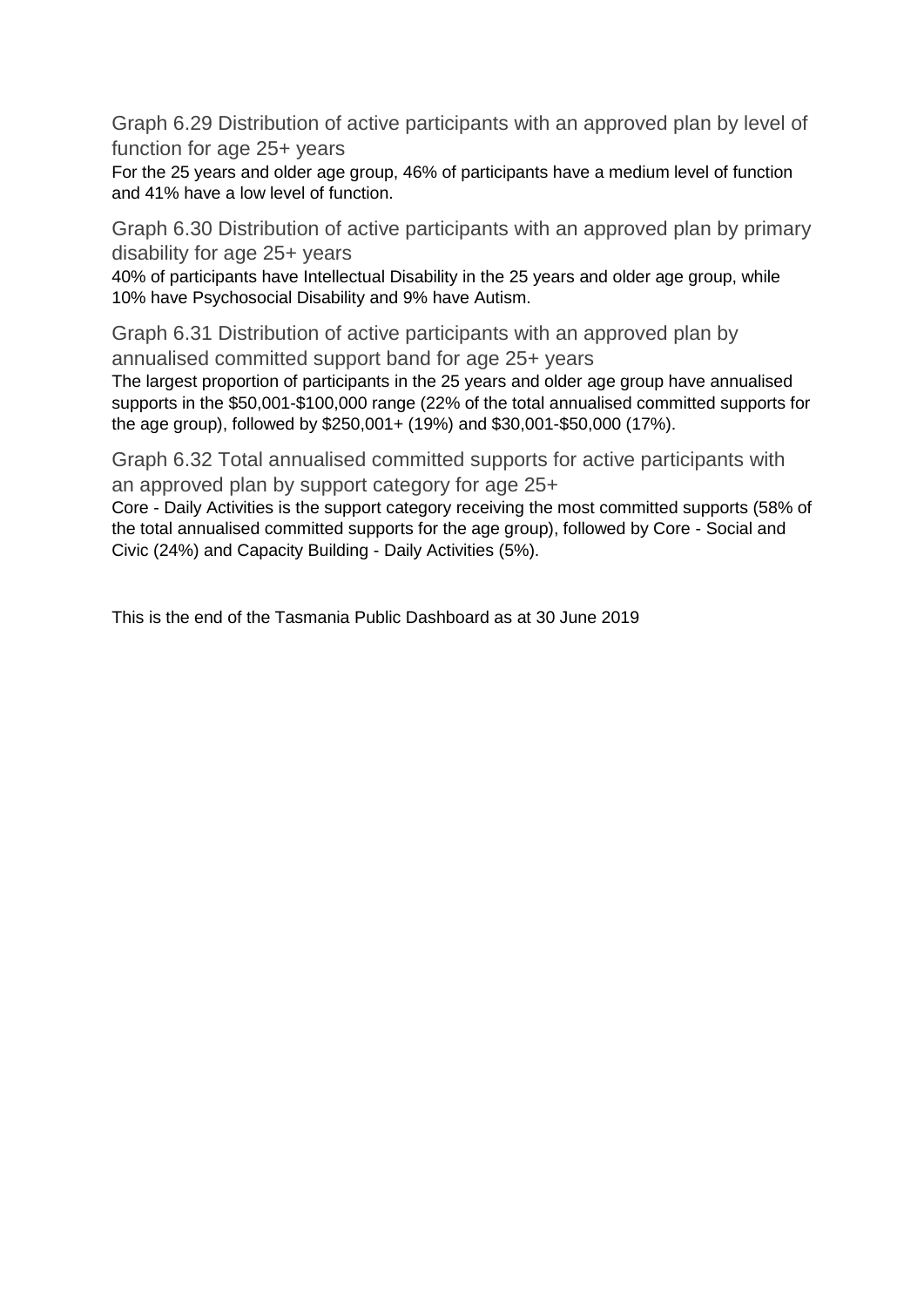### Graph 6.29 Distribution of active participants with an approved plan by level of function for age 25+ years

For the 25 years and older age group, 46% of participants have a medium level of function and 41% have a low level of function.

### Graph 6.30 Distribution of active participants with an approved plan by primary disability for age 25+ years

40% of participants have Intellectual Disability in the 25 years and older age group, while 10% have Psychosocial Disability and 9% have Autism.

### Graph 6.31 Distribution of active participants with an approved plan by annualised committed support band for age 25+ years

The largest proportion of participants in the 25 years and older age group have annualised supports in the $50,001-$100,000 range (22% of the total annualised committed supports for the age group), followed by $250,001+ (19%) and $30,001-$50,000 (17%).

### Graph 6.32 Total annualised committed supports for active participants with an approved plan by support category for age 25+

Core - Daily Activities is the support category receiving the most committed supports (58% of the total annualised committed supports for the age group), followed by Core - Social and Civic (24%) and Capacity Building - Daily Activities (5%).

This is the end of the Tasmania Public Dashboard as at 30 June 2019